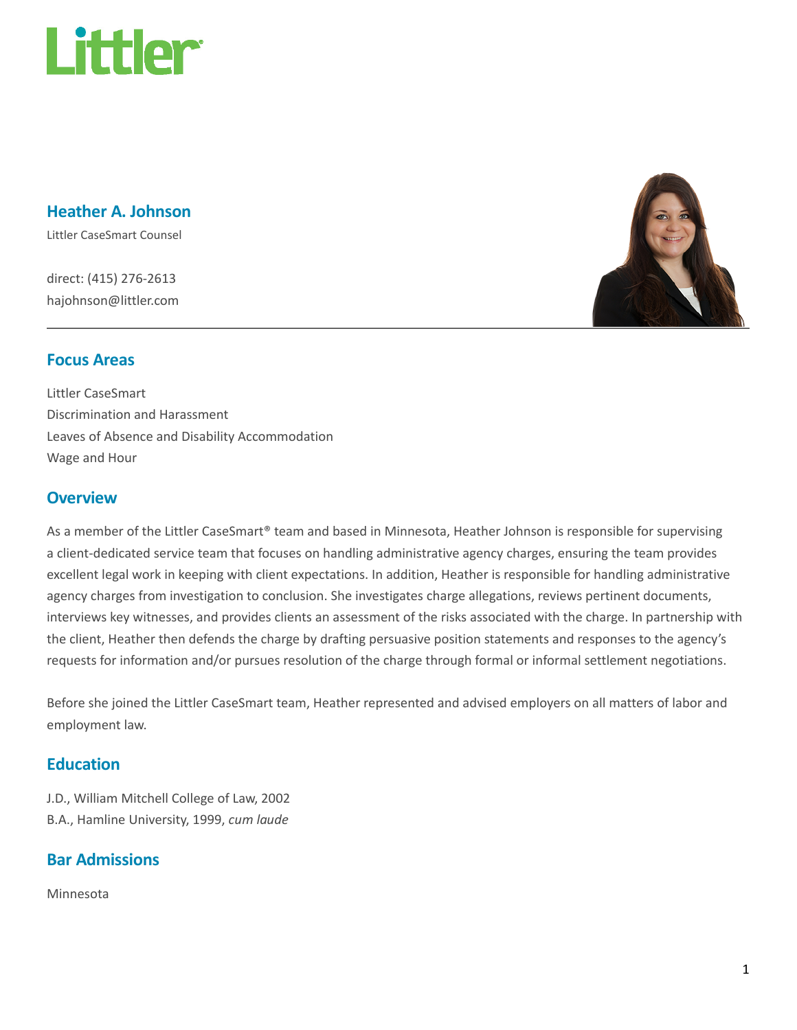# Heather A. Johnson

Littler CaseSmart Counsel

direct: (415) 276-2613
hajohnson@littler.com

## Focus Areas

Littler CaseSmart
Discrimination and Harassment
Leaves of Absence and Disability Accommodation
Wage and Hour

## Overview

As a member of the Littler CaseSmart® team and based in Minnesota, Heather Johnson is responsible for supervising a client-dedicated service team that focuses on handling administrative agency charges, ensuring the team provides excellent legal work in keeping with client expectations. In addition, Heather is responsible for handling administrative agency charges from investigation to conclusion. She investigates charge allegations, reviews pertinent documents, interviews key witnesses, and provides clients an assessment of the risks associated with the charge. In partnership with the client, Heather then defends the charge by drafting persuasive position statements and responses to the agency's requests for information and/or pursues resolution of the charge through formal or informal settlement negotiations.

Before she joined the Littler CaseSmart team, Heather represented and advised employers on all matters of labor and employment law.

## Education

J.D., William Mitchell College of Law, 2002
B.A., Hamline University, 1999, *cum laude*

## Bar Admissions

Minnesota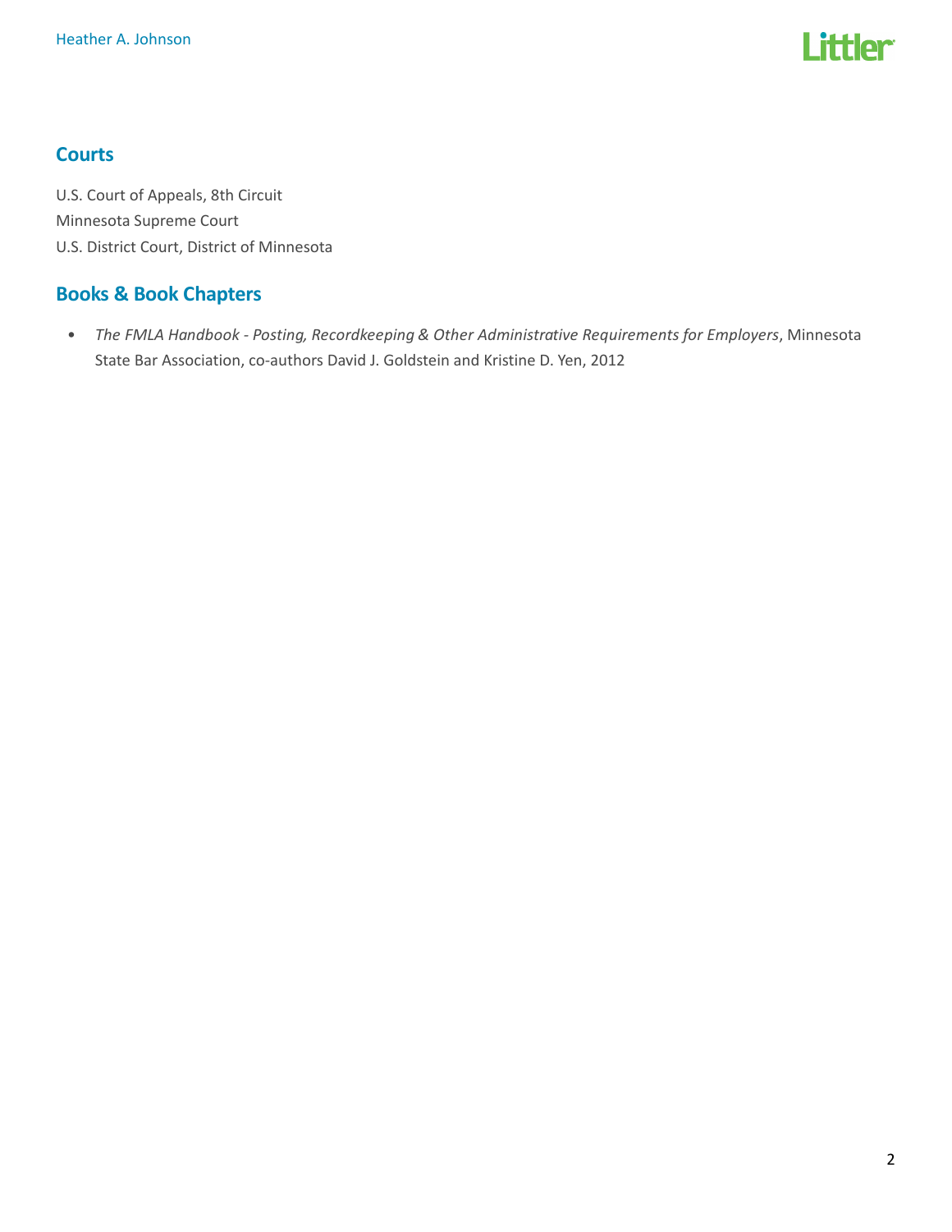## Courts

U.S. Court of Appeals, 8th Circuit
Minnesota Supreme Court
U.S. District Court, District of Minnesota

## Books & Book Chapters

- *The FMLA Handbook - Posting, Recordkeeping & Other Administrative Requirements for Employers*, Minnesota State Bar Association, co-authors David J. Goldstein and Kristine D. Yen, 2012